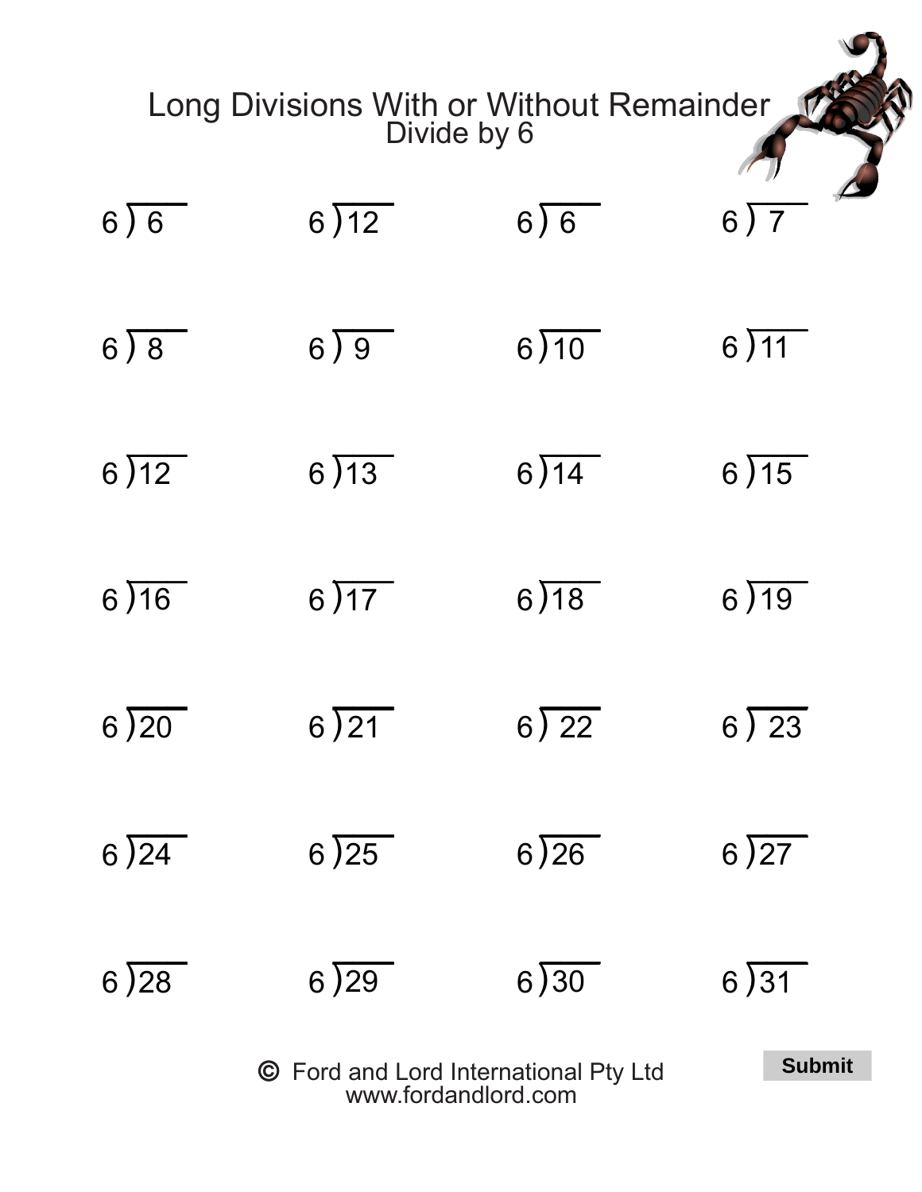# Long Divisions With or Without Remainder

## Divide by 6

| | | | |
|---|---|---|---|
| $6\overline{)6}$ | $6\overline{)12}$ | $6\overline{)6}$ | $6\overline{)7}$ |
| $6\overline{)8}$ | $6\overline{)9}$ | $6\overline{)10}$ | $6\overline{)11}$ |
| $6\overline{)12}$ | $6\overline{)13}$ | $6\overline{)14}$ | $6\overline{)15}$ |
| $6\overline{)16}$ | $6\overline{)17}$ | $6\overline{)18}$ | $6\overline{)19}$ |
| $6\overline{)20}$ | $6\overline{)21}$ | $6\overline{)22}$ | $6\overline{)23}$ |
| $6\overline{)24}$ | $6\overline{)25}$ | $6\overline{)26}$ | $6\overline{)27}$ |
| $6\overline{)28}$ | $6\overline{)29}$ | $6\overline{)30}$ | $6\overline{)31}$ |

© Ford and Lord International Pty Ltd
www.fordandlord.com

**Submit**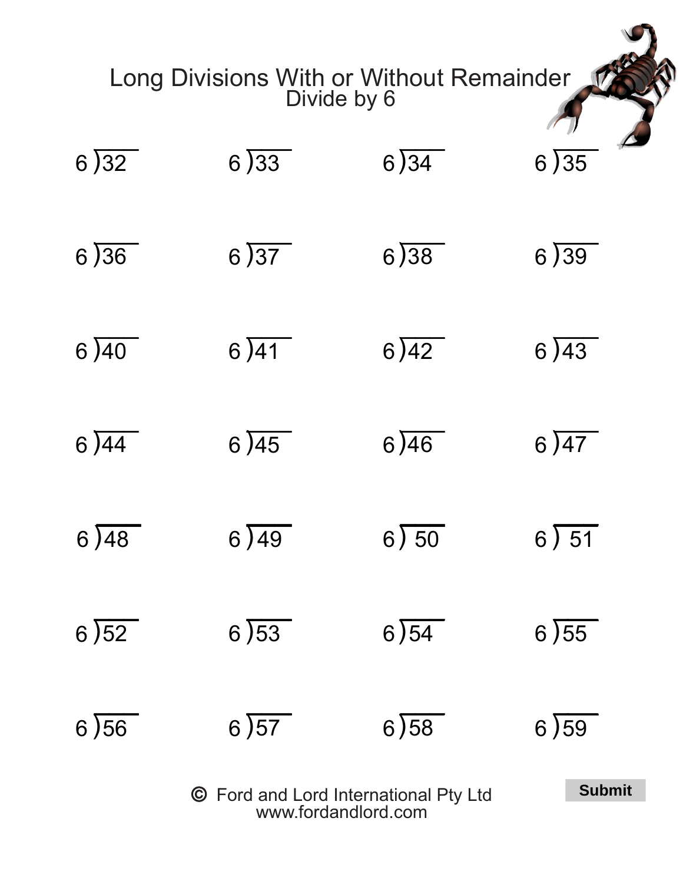# Long Divisions With or Without Remainder

## Divide by 6

| | | | |
|---|---|---|---|
| $6\overline{)32}$ | $6\overline{)33}$ | $6\overline{)34}$ | $6\overline{)35}$ |
| $6\overline{)36}$ | $6\overline{)37}$ | $6\overline{)38}$ | $6\overline{)39}$ |
| $6\overline{)40}$ | $6\overline{)41}$ | $6\overline{)42}$ | $6\overline{)43}$ |
| $6\overline{)44}$ | $6\overline{)45}$ | $6\overline{)46}$ | $6\overline{)47}$ |
| $6\overline{)48}$ | $6\overline{)49}$ | $6\overline{)50}$ | $6\overline{)51}$ |
| $6\overline{)52}$ | $6\overline{)53}$ | $6\overline{)54}$ | $6\overline{)55}$ |
| $6\overline{)56}$ | $6\overline{)57}$ | $6\overline{)58}$ | $6\overline{)59}$ |

© Ford and Lord International Pty Ltd
www.fordandlord.com

Submit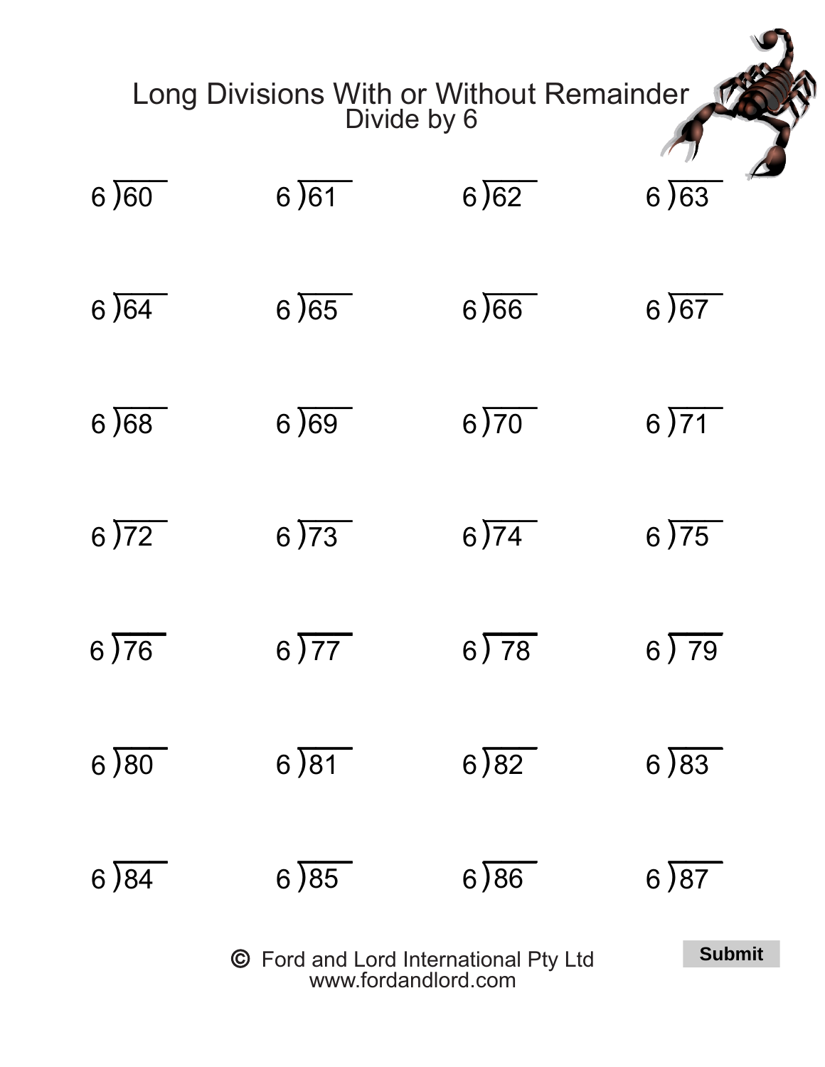# Long Divisions With or Without Remainder

## Divide by 6

| | | | |
|---|---|---|---|
| $6\overline{)60}$ | $6\overline{)61}$ | $6\overline{)62}$ | $6\overline{)63}$ |
| $6\overline{)64}$ | $6\overline{)65}$ | $6\overline{)66}$ | $6\overline{)67}$ |
| $6\overline{)68}$ | $6\overline{)69}$ | $6\overline{)70}$ | $6\overline{)71}$ |
| $6\overline{)72}$ | $6\overline{)73}$ | $6\overline{)74}$ | $6\overline{)75}$ |
| $6\overline{)76}$ | $6\overline{)77}$ | $6\overline{)78}$ | $6\overline{)79}$ |
| $6\overline{)80}$ | $6\overline{)81}$ | $6\overline{)82}$ | $6\overline{)83}$ |
| $6\overline{)84}$ | $6\overline{)85}$ | $6\overline{)86}$ | $6\overline{)87}$ |

© Ford and Lord International Pty Ltd
www.fordandlord.com

Submit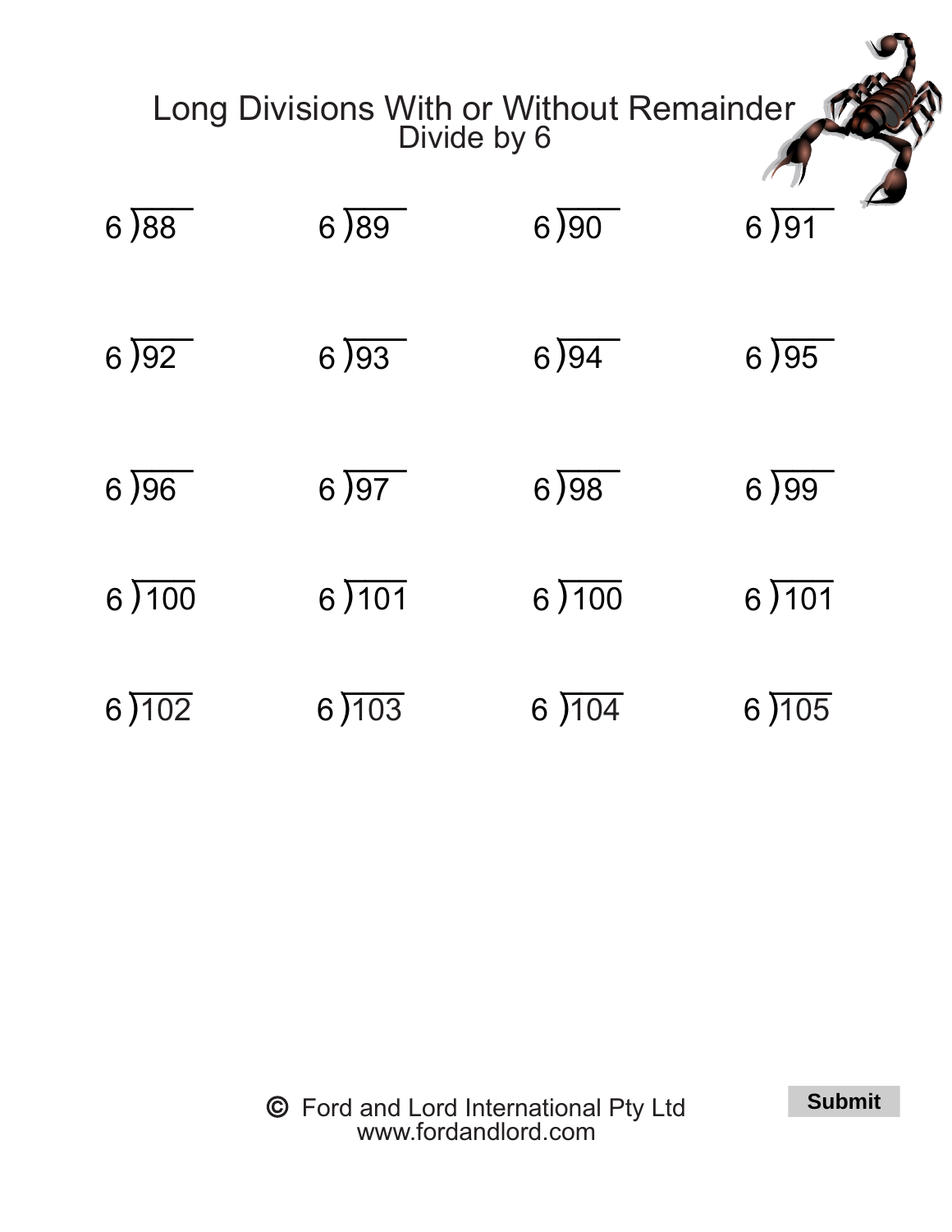# Long Divisions With or Without Remainder

## Divide by 6

| | | | |
|---|---|---|---|
| $6\overline{)88}$ | $6\overline{)89}$ | $6\overline{)90}$ | $6\overline{)91}$ |
| $6\overline{)92}$ | $6\overline{)93}$ | $6\overline{)94}$ | $6\overline{)95}$ |
| $6\overline{)96}$ | $6\overline{)97}$ | $6\overline{)98}$ | $6\overline{)99}$ |
| $6\overline{)100}$ | $6\overline{)101}$ | $6\overline{)100}$ | $6\overline{)101}$ |
| $6\overline{)102}$ | $6\overline{)103}$ | $6\overline{)104}$ | $6\overline{)105}$ |

© Ford and Lord International Pty Ltd
www.fordandlord.com

Submit